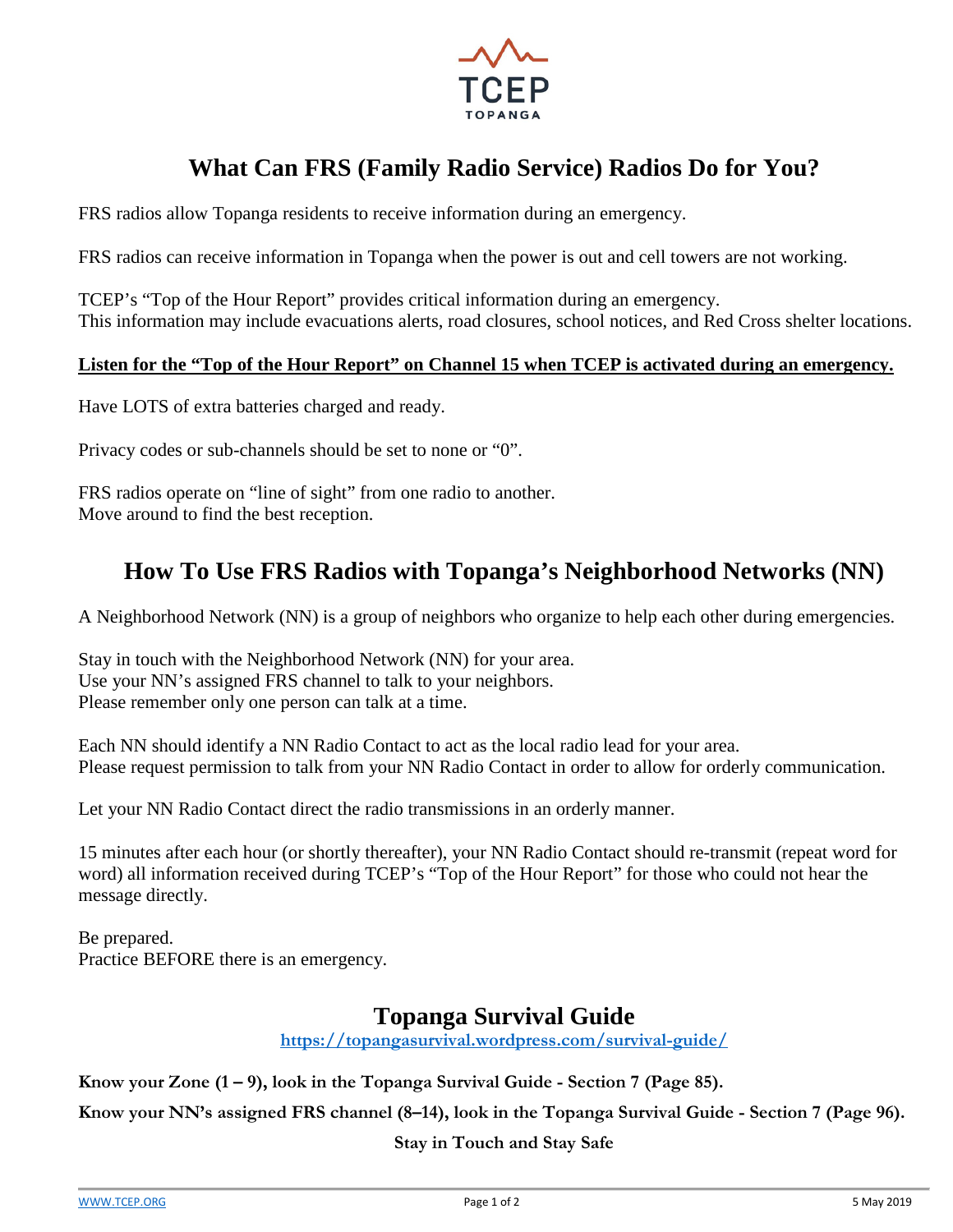TCEP

TOPANGA

# What Can FRS (Family Radio Service) Radios Do for You?

FRS radios allow Topanga residents to receive information during an emergency.

FRS radios can receive information in Topanga when the power is out and cell towers are not working.

TCEP's "Top of the Hour Report" provides critical information during an emergency.
This information may include evacuations alerts, road closures, school notices, and Red Cross shelter locations.

**Listen for the "Top of the Hour Report" on Channel 15 when TCEP is activated during an emergency.**

Have LOTS of extra batteries charged and ready.

Privacy codes or sub-channels should be set to none or "0".

FRS radios operate on "line of sight" from one radio to another.
Move around to find the best reception.

# How To Use FRS Radios with Topanga's Neighborhood Networks (NN)

A Neighborhood Network (NN) is a group of neighbors who organize to help each other during emergencies.

Stay in touch with the Neighborhood Network (NN) for your area.
Use your NN's assigned FRS channel to talk to your neighbors.
Please remember only one person can talk at a time.

Each NN should identify a NN Radio Contact to act as the local radio lead for your area.
Please request permission to talk from your NN Radio Contact in order to allow for orderly communication.

Let your NN Radio Contact direct the radio transmissions in an orderly manner.

15 minutes after each hour (or shortly thereafter), your NN Radio Contact should re-transmit (repeat word for word) all information received during TCEP's "Top of the Hour Report" for those who could not hear the message directly.

Be prepared.
Practice BEFORE there is an emergency.

## Topanga Survival Guide

https://topangasurvival.wordpress.com/survival-guide/

**Know your Zone (1 – 9), look in the Topanga Survival Guide - Section 7 (Page 85).**

**Know your NN's assigned FRS channel (8–14), look in the Topanga Survival Guide - Section 7 (Page 96).**

**Stay in Touch and Stay Safe**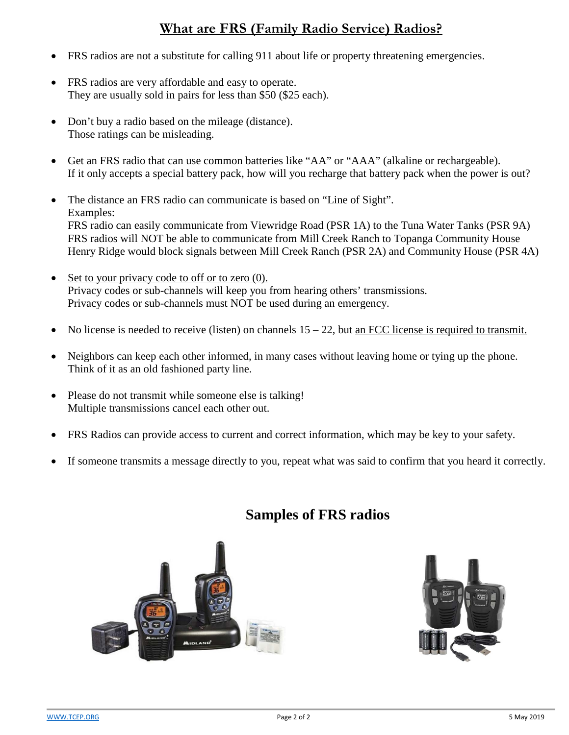## What are FRS (Family Radio Service) Radios?

- FRS radios are not a substitute for calling 911 about life or property threatening emergencies.
- FRS radios are very affordable and easy to operate.
  They are usually sold in pairs for less than $50 ($25 each).
- Don't buy a radio based on the mileage (distance).
  Those ratings can be misleading.
- Get an FRS radio that can use common batteries like "AA" or "AAA" (alkaline or rechargeable).
  If it only accepts a special battery pack, how will you recharge that battery pack when the power is out?
- The distance an FRS radio can communicate is based on "Line of Sight".
  Examples:
  FRS radio can easily communicate from Viewridge Road (PSR 1A) to the Tuna Water Tanks (PSR 9A)
  FRS radios will NOT be able to communicate from Mill Creek Ranch to Topanga Community House
  Henry Ridge would block signals between Mill Creek Ranch (PSR 2A) and Community House (PSR 4A)
- Set to your privacy code to off or to zero (0).
  Privacy codes or sub-channels will keep you from hearing others' transmissions.
  Privacy codes or sub-channels must NOT be used during an emergency.
- No license is needed to receive (listen) on channels 15 – 22, but an FCC license is required to transmit.
- Neighbors can keep each other informed, in many cases without leaving home or tying up the phone.
  Think of it as an old fashioned party line.
- Please do not transmit while someone else is talking!
  Multiple transmissions cancel each other out.
- FRS Radios can provide access to current and correct information, which may be key to your safety.
- If someone transmits a message directly to you, repeat what was said to confirm that you heard it correctly.

## Samples of FRS radios

[WWW.TCEP.ORG](http://www.tcep.org)

5 May 2019